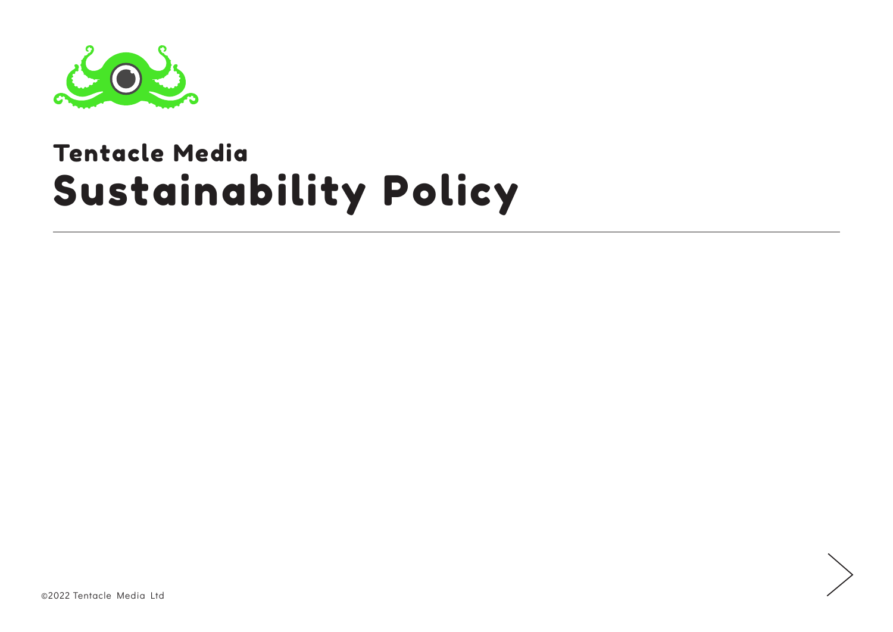# Tentacle Media

# Sustainability Policy

©2022 Tentacle Media Ltd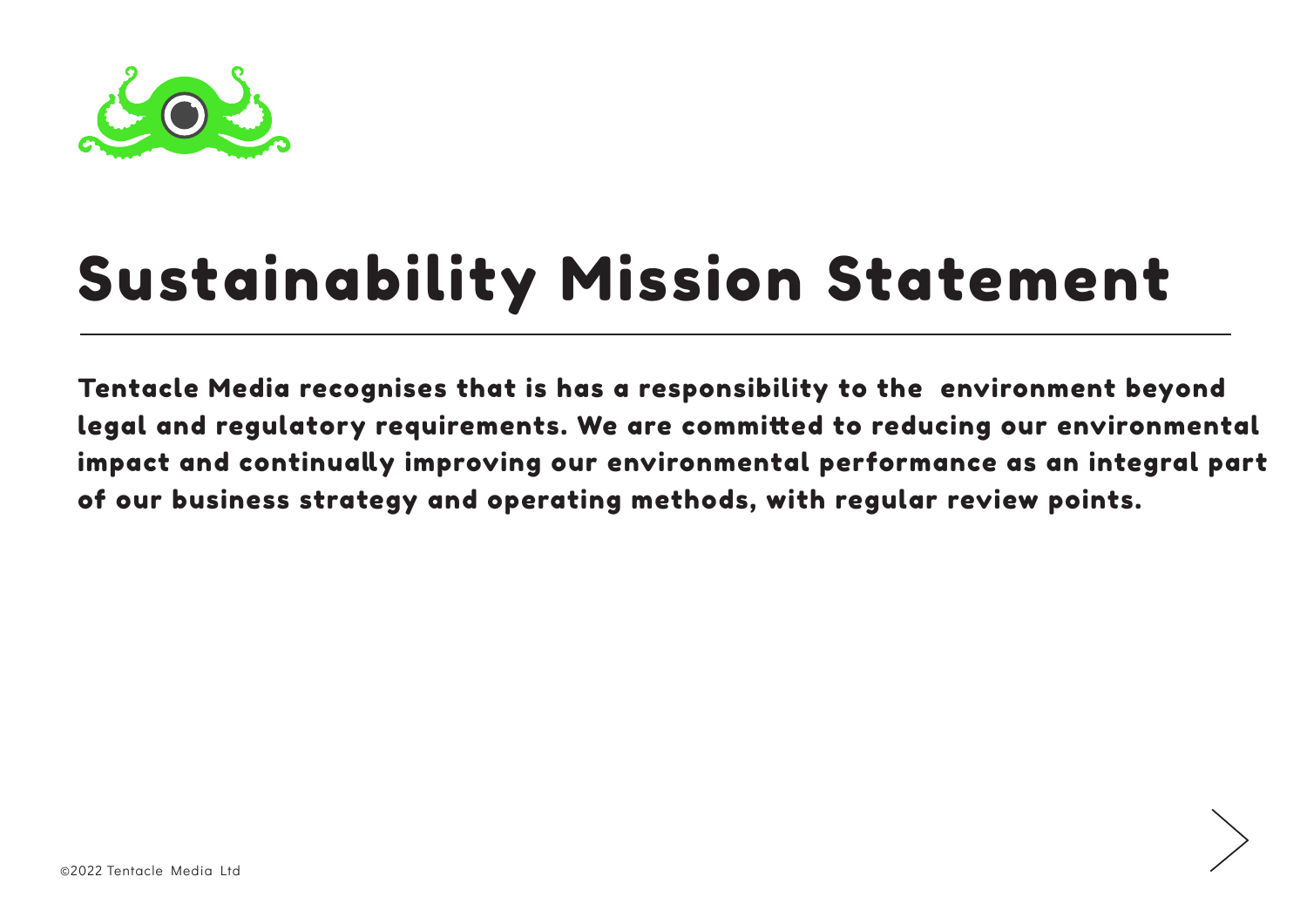# Sustainability Mission Statement

**Tentacle Media recognises that is has a responsibility to the environment beyond legal and regulatory requirements. We are committed to reducing our environmental impact and continually improving our environmental performance as an integral part of our business strategy and operating methods, with regular review points.**

©2022 Tentacle Media Ltd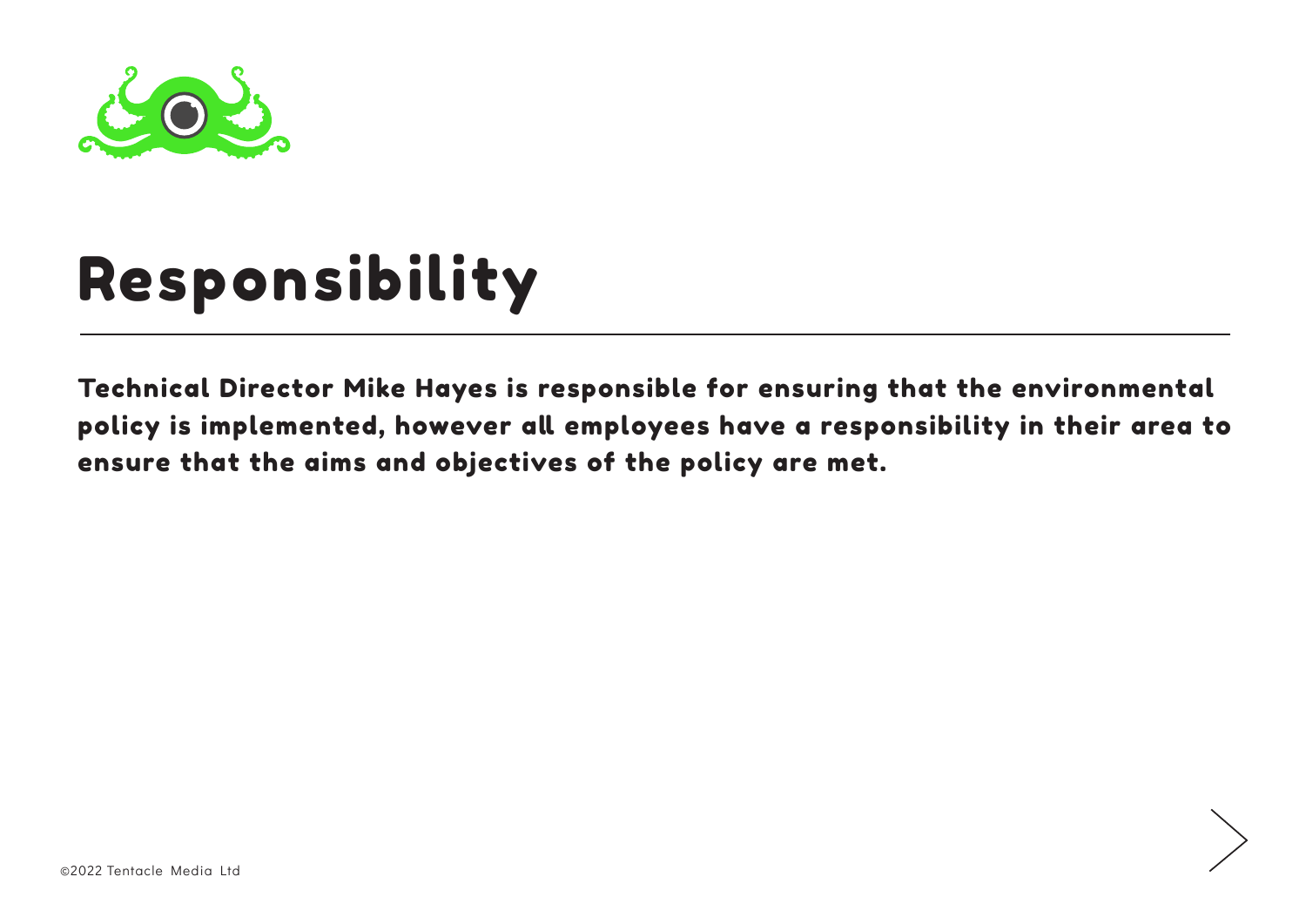# Responsibility

**Technical Director Mike Hayes is responsible for ensuring that the environmental policy is implemented, however all employees have a responsibility in their area to ensure that the aims and objectives of the policy are met.**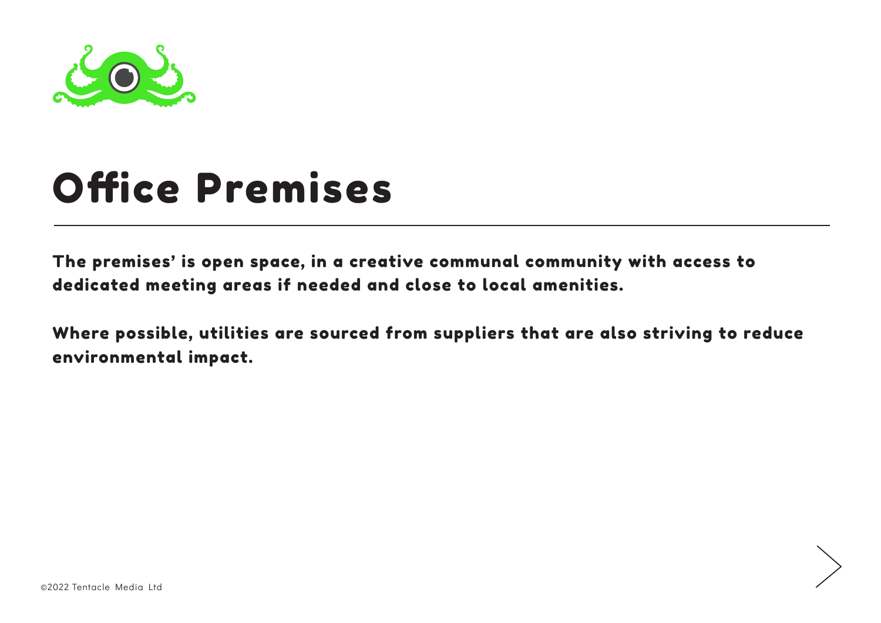# Office Premises

**The premises' is open space, in a creative communal community with access to dedicated meeting areas if needed and close to local amenities.**

**Where possible, utilities are sourced from suppliers that are also striving to reduce environmental impact.**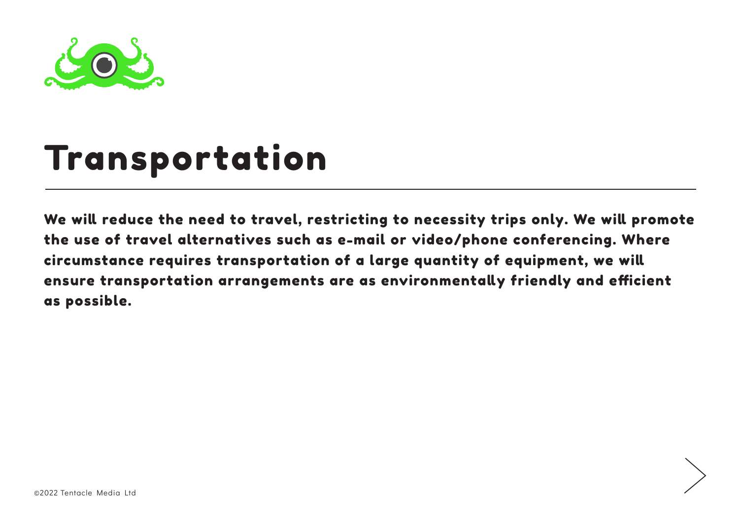# Transportation

**We will reduce the need to travel, restricting to necessity trips only. We will promote the use of travel alternatives such as e-mail or video/phone conferencing. Where circumstance requires transportation of a large quantity of equipment, we will ensure transportation arrangements are as environmentally friendly and efficient as possible.**

©2022 Tentacle Media Ltd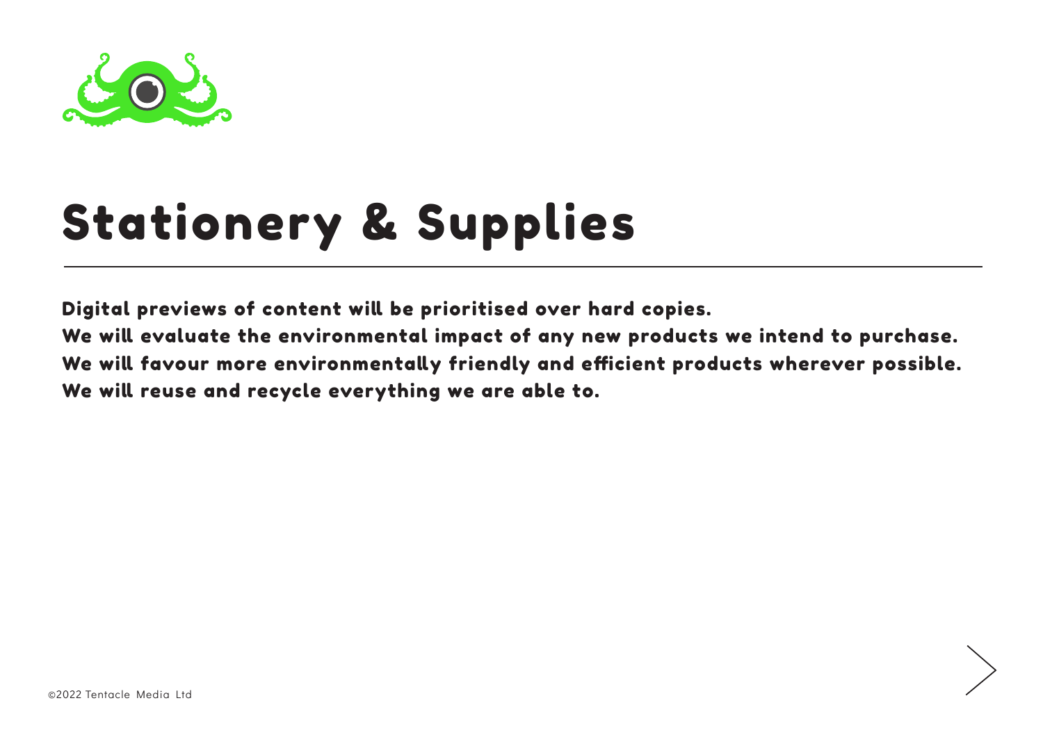# Stationery & Supplies

---

Digital previews of content will be prioritised over hard copies.
We will evaluate the environmental impact of any new products we intend to purchase.
We will favour more environmentally friendly and efficient products wherever possible.
We will reuse and recycle everything we are able to.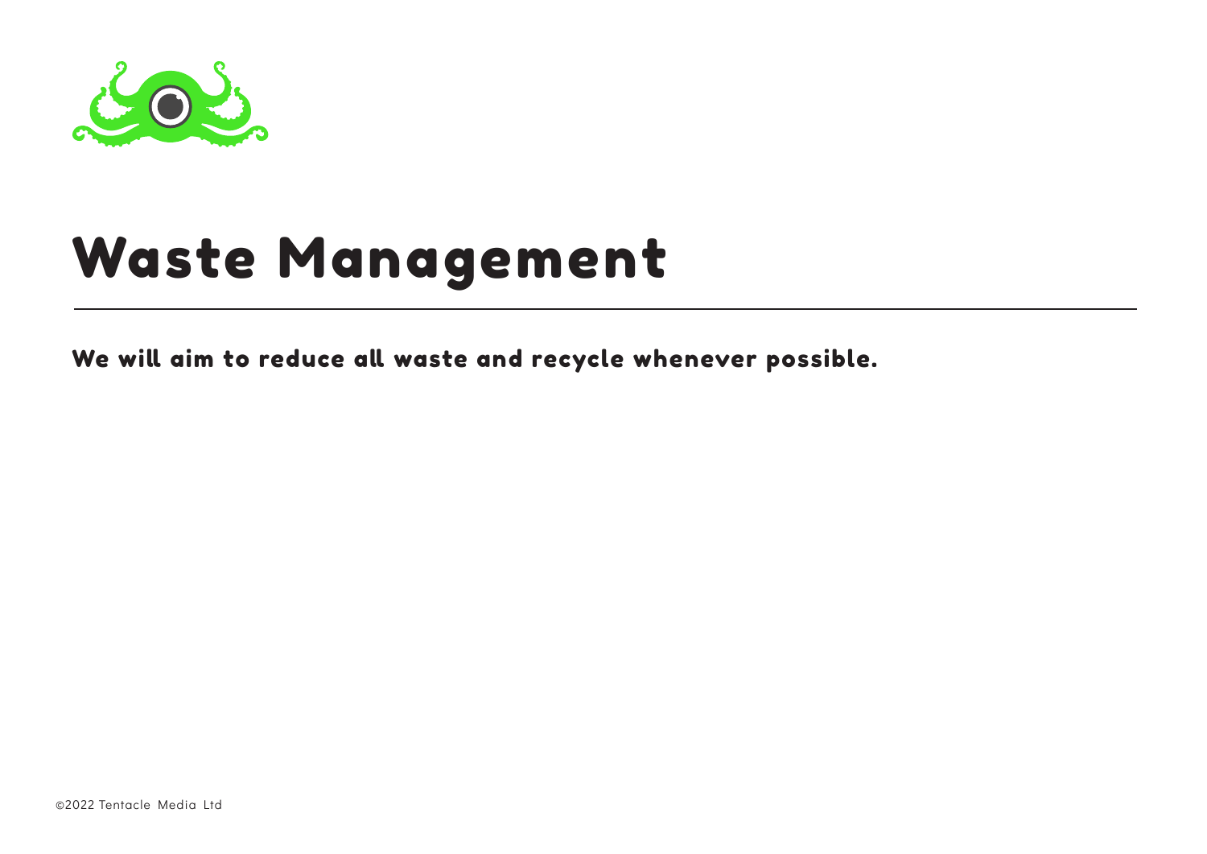# Waste Management

**We will aim to reduce all waste and recycle whenever possible.**

©2022 Tentacle Media Ltd